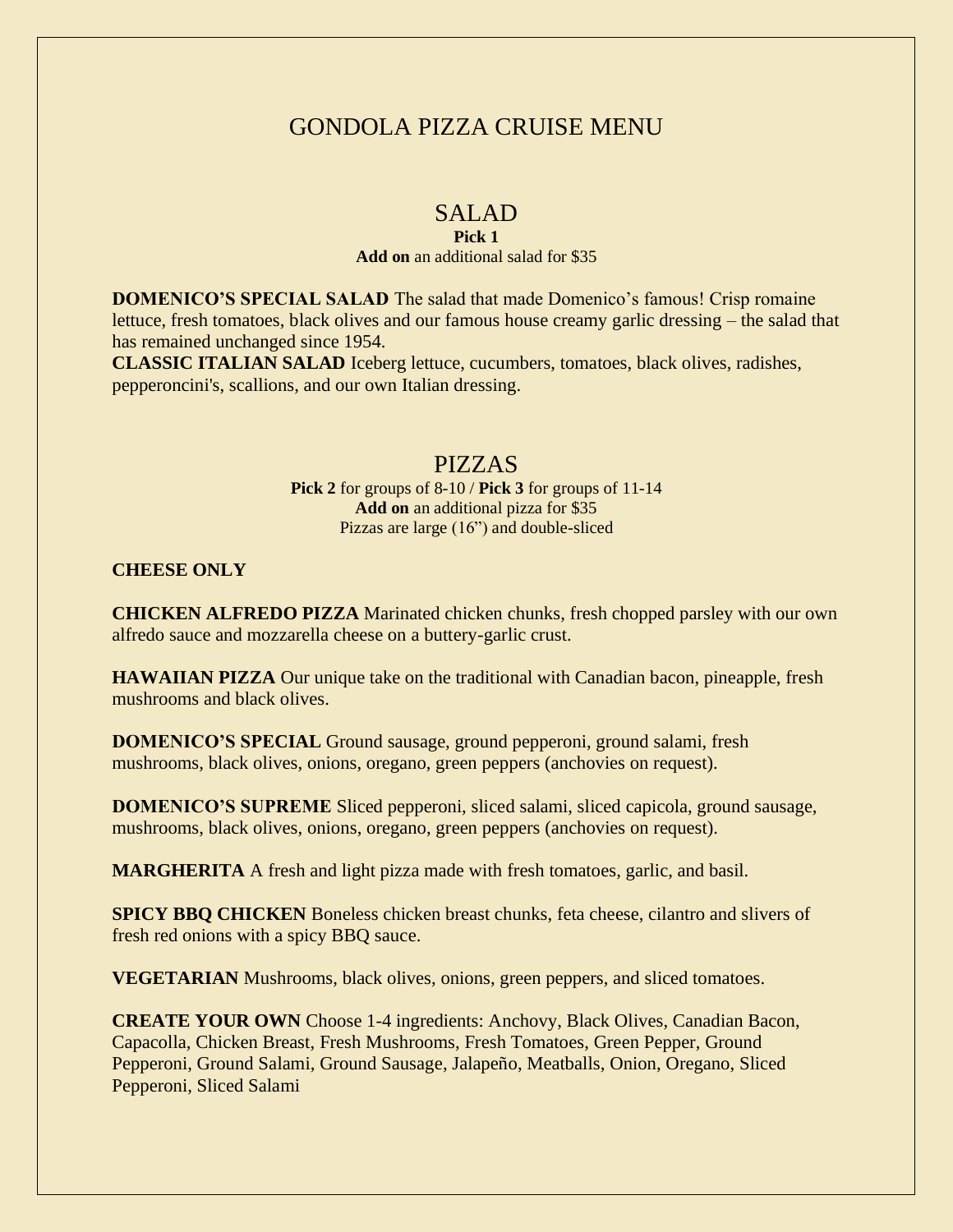# GONDOLA PIZZA CRUISE MENU

## SALAD

**Pick 1**

**Add on** an additional salad for $35

**DOMENICO'S SPECIAL SALAD** The salad that made Domenico's famous! Crisp romaine lettuce, fresh tomatoes, black olives and our famous house creamy garlic dressing – the salad that has remained unchanged since 1954.

**CLASSIC ITALIAN SALAD** Iceberg lettuce, cucumbers, tomatoes, black olives, radishes, pepperoncini's, scallions, and our own Italian dressing.

## PIZZAS

**Pick 2** for groups of 8-10 / **Pick 3** for groups of 11-14

**Add on** an additional pizza for $35

Pizzas are large (16") and double-sliced

**CHEESE ONLY**

**CHICKEN ALFREDO PIZZA** Marinated chicken chunks, fresh chopped parsley with our own alfredo sauce and mozzarella cheese on a buttery-garlic crust.

**HAWAIIAN PIZZA** Our unique take on the traditional with Canadian bacon, pineapple, fresh mushrooms and black olives.

**DOMENICO'S SPECIAL** Ground sausage, ground pepperoni, ground salami, fresh mushrooms, black olives, onions, oregano, green peppers (anchovies on request).

**DOMENICO'S SUPREME** Sliced pepperoni, sliced salami, sliced capicola, ground sausage, mushrooms, black olives, onions, oregano, green peppers (anchovies on request).

**MARGHERITA** A fresh and light pizza made with fresh tomatoes, garlic, and basil.

**SPICY BBQ CHICKEN** Boneless chicken breast chunks, feta cheese, cilantro and slivers of fresh red onions with a spicy BBQ sauce.

**VEGETARIAN** Mushrooms, black olives, onions, green peppers, and sliced tomatoes.

**CREATE YOUR OWN** Choose 1-4 ingredients: Anchovy, Black Olives, Canadian Bacon, Capacolla, Chicken Breast, Fresh Mushrooms, Fresh Tomatoes, Green Pepper, Ground Pepperoni, Ground Salami, Ground Sausage, Jalapeño, Meatballs, Onion, Oregano, Sliced Pepperoni, Sliced Salami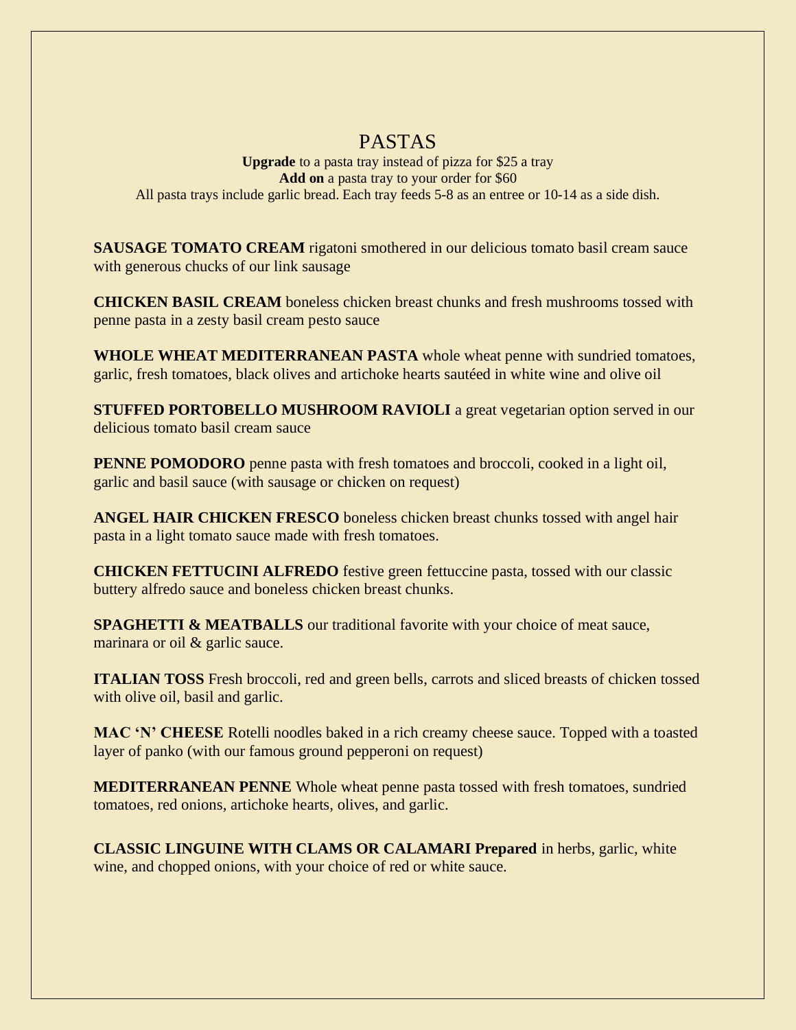# PASTAS

**Upgrade** to a pasta tray instead of pizza for $25 a tray
**Add on** a pasta tray to your order for $60
All pasta trays include garlic bread. Each tray feeds 5-8 as an entree or 10-14 as a side dish.

**SAUSAGE TOMATO CREAM** rigatoni smothered in our delicious tomato basil cream sauce with generous chucks of our link sausage

**CHICKEN BASIL CREAM** boneless chicken breast chunks and fresh mushrooms tossed with penne pasta in a zesty basil cream pesto sauce

**WHOLE WHEAT MEDITERRANEAN PASTA** whole wheat penne with sundried tomatoes, garlic, fresh tomatoes, black olives and artichoke hearts sautéed in white wine and olive oil

**STUFFED PORTOBELLO MUSHROOM RAVIOLI** a great vegetarian option served in our delicious tomato basil cream sauce

**PENNE POMODORO** penne pasta with fresh tomatoes and broccoli, cooked in a light oil, garlic and basil sauce (with sausage or chicken on request)

**ANGEL HAIR CHICKEN FRESCO** boneless chicken breast chunks tossed with angel hair pasta in a light tomato sauce made with fresh tomatoes.

**CHICKEN FETTUCINI ALFREDO** festive green fettuccine pasta, tossed with our classic buttery alfredo sauce and boneless chicken breast chunks.

**SPAGHETTI & MEATBALLS** our traditional favorite with your choice of meat sauce, marinara or oil & garlic sauce.

**ITALIAN TOSS** Fresh broccoli, red and green bells, carrots and sliced breasts of chicken tossed with olive oil, basil and garlic.

**MAC 'N' CHEESE** Rotelli noodles baked in a rich creamy cheese sauce. Topped with a toasted layer of panko (with our famous ground pepperoni on request)

**MEDITERRANEAN PENNE** Whole wheat penne pasta tossed with fresh tomatoes, sundried tomatoes, red onions, artichoke hearts, olives, and garlic.

**CLASSIC LINGUINE WITH CLAMS OR CALAMARI Prepared** in herbs, garlic, white wine, and chopped onions, with your choice of red or white sauce.